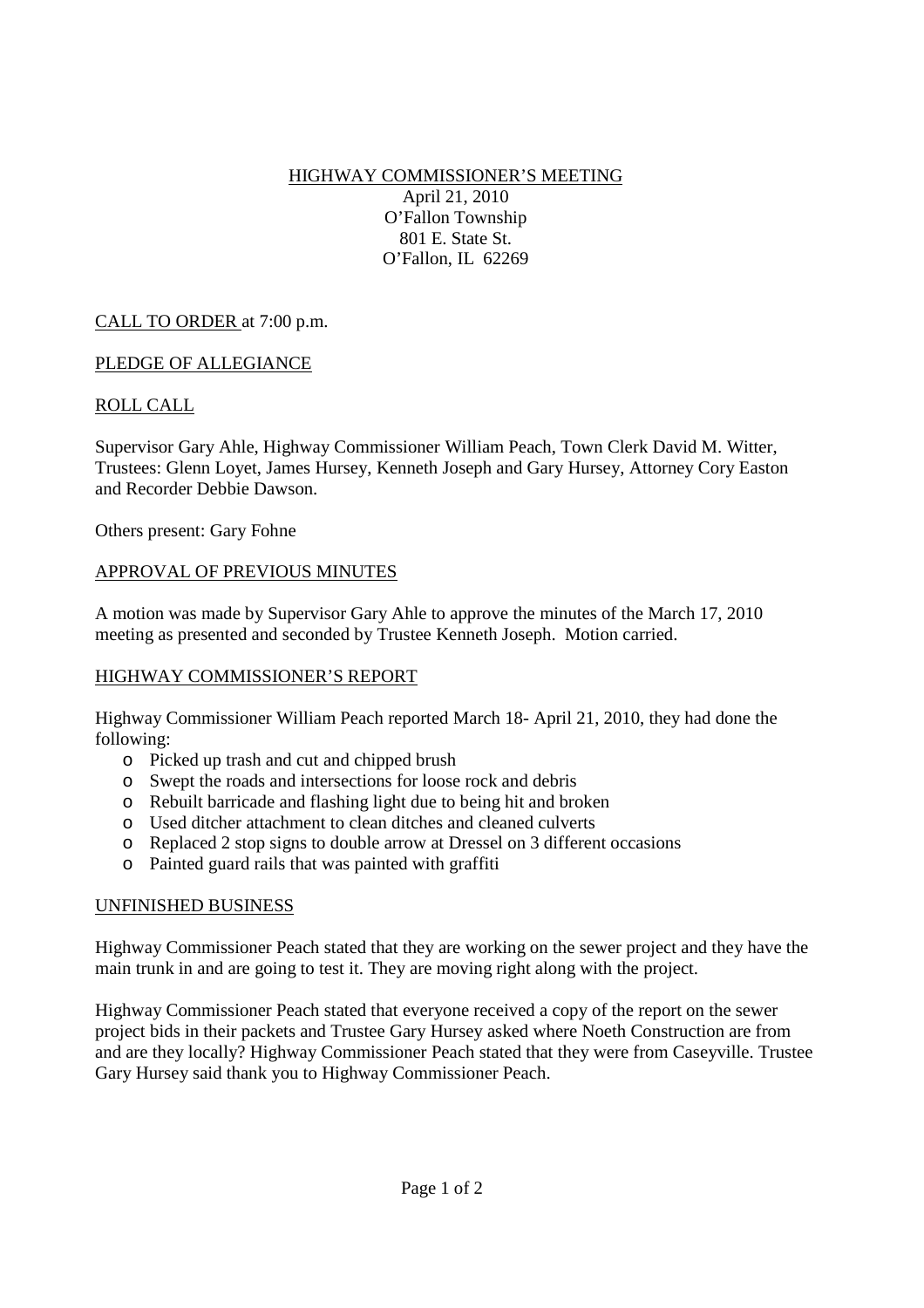# HIGHWAY COMMISSIONER'S MEETING

April 21, 2010
O'Fallon Township
801 E. State St.
O'Fallon, IL 62269

CALL TO ORDER at 7:00 p.m.

PLEDGE OF ALLEGIANCE

ROLL CALL

Supervisor Gary Ahle, Highway Commissioner William Peach, Town Clerk David M. Witter, Trustees: Glenn Loyet, James Hursey, Kenneth Joseph and Gary Hursey, Attorney Cory Easton and Recorder Debbie Dawson.

Others present: Gary Fohne

APPROVAL OF PREVIOUS MINUTES

A motion was made by Supervisor Gary Ahle to approve the minutes of the March 17, 2010 meeting as presented and seconded by Trustee Kenneth Joseph. Motion carried.

HIGHWAY COMMISSIONER'S REPORT

Highway Commissioner William Peach reported March 18- April 21, 2010, they had done the following:

- Picked up trash and cut and chipped brush
- Swept the roads and intersections for loose rock and debris
- Rebuilt barricade and flashing light due to being hit and broken
- Used ditcher attachment to clean ditches and cleaned culverts
- Replaced 2 stop signs to double arrow at Dressel on 3 different occasions
- Painted guard rails that was painted with graffiti

UNFINISHED BUSINESS

Highway Commissioner Peach stated that they are working on the sewer project and they have the main trunk in and are going to test it. They are moving right along with the project.

Highway Commissioner Peach stated that everyone received a copy of the report on the sewer project bids in their packets and Trustee Gary Hursey asked where Noeth Construction are from and are they locally? Highway Commissioner Peach stated that they were from Caseyville. Trustee Gary Hursey said thank you to Highway Commissioner Peach.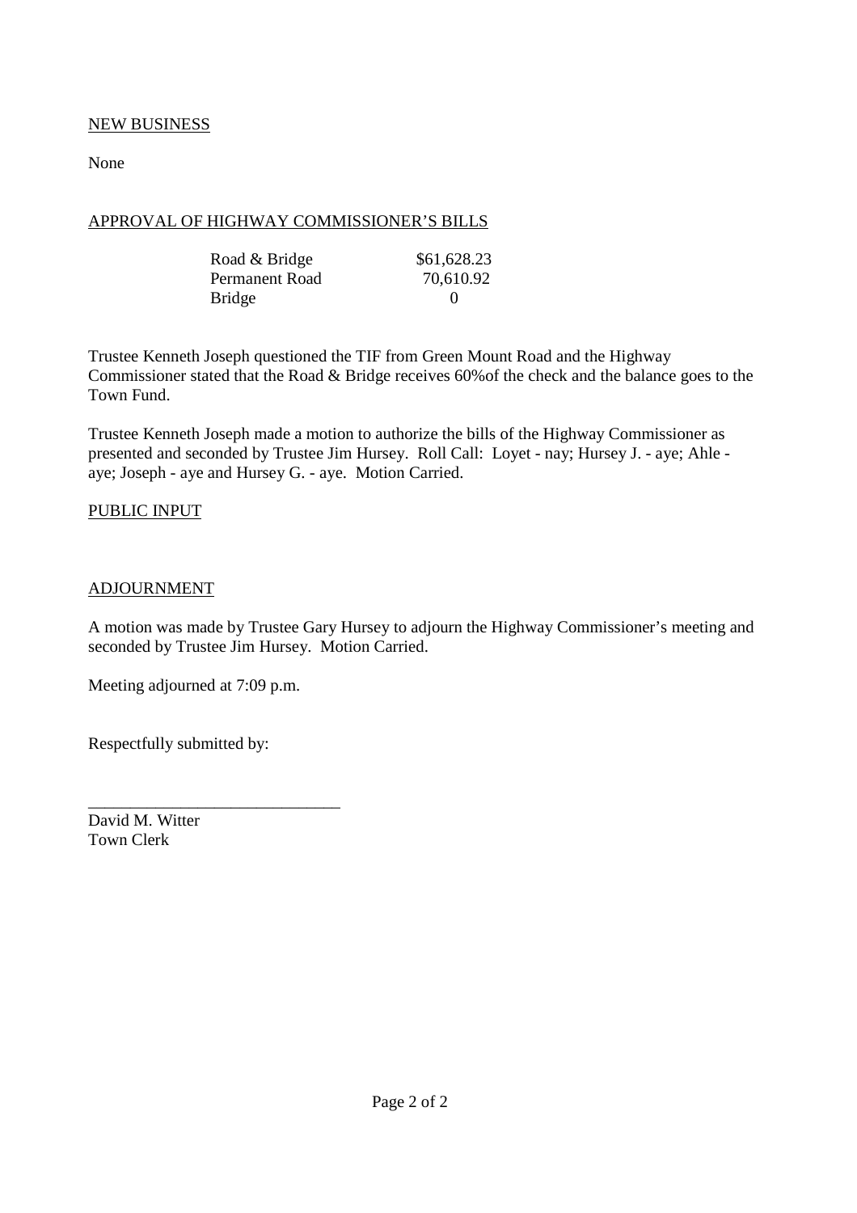NEW BUSINESS

None

APPROVAL OF HIGHWAY COMMISSIONER'S BILLS

| | |
|---|---|
| Road & Bridge | $61,628.23 |
| Permanent Road | 70,610.92 |
| Bridge | 0 |

Trustee Kenneth Joseph questioned the TIF from Green Mount Road and the Highway Commissioner stated that the Road & Bridge receives 60%of the check and the balance goes to the Town Fund.

Trustee Kenneth Joseph made a motion to authorize the bills of the Highway Commissioner as presented and seconded by Trustee Jim Hursey. Roll Call: Loyet - nay; Hursey J. - aye; Ahle - aye; Joseph - aye and Hursey G. - aye. Motion Carried.

PUBLIC INPUT

ADJOURNMENT

A motion was made by Trustee Gary Hursey to adjourn the Highway Commissioner's meeting and seconded by Trustee Jim Hursey. Motion Carried.

Meeting adjourned at 7:09 p.m.

Respectfully submitted by:

\_\_\_\_\_\_\_\_\_\_\_\_\_\_\_\_\_\_\_\_\_\_\_\_\_\_\_\_\_\_

David M. Witter
Town Clerk